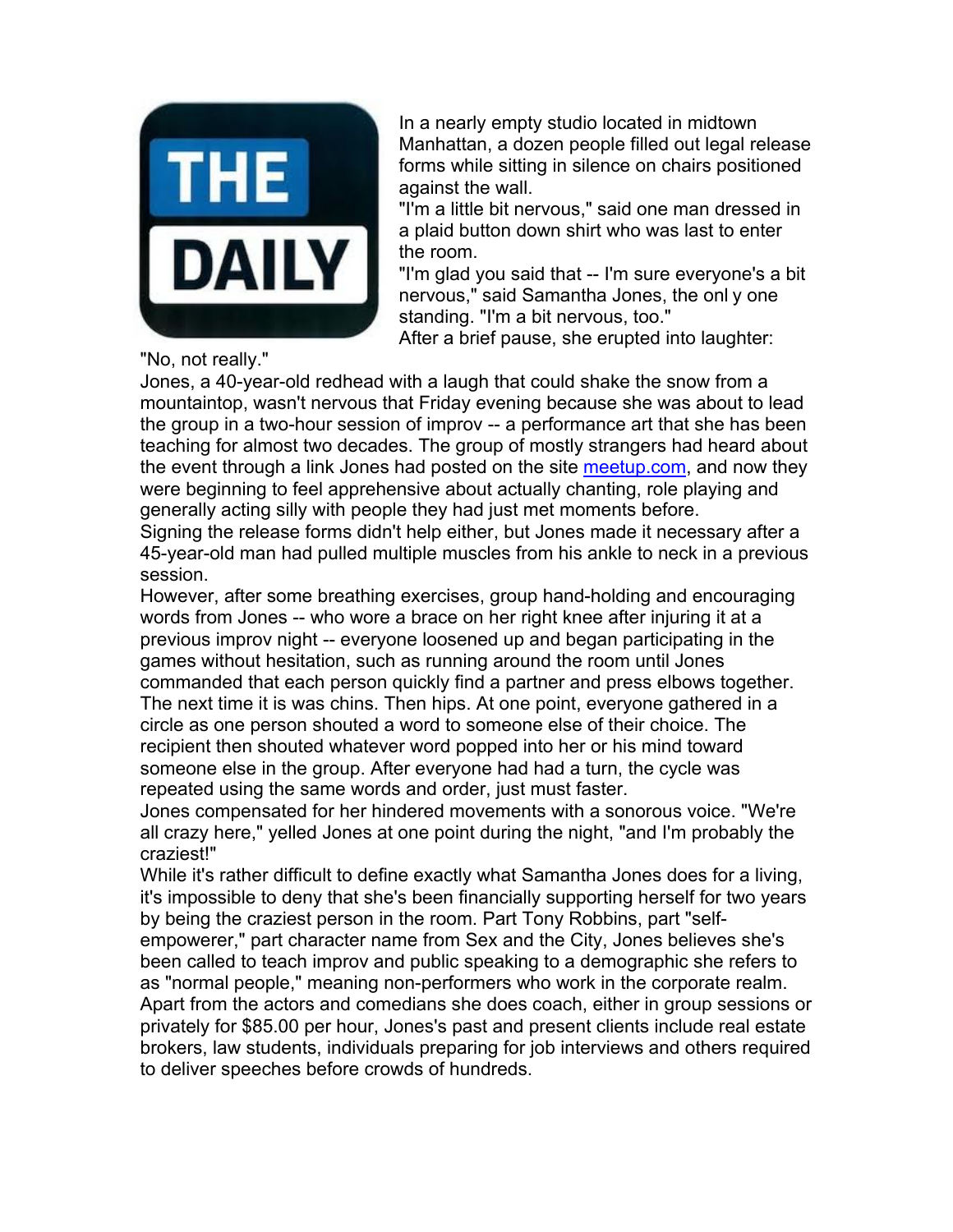# THE DAILY

In a nearly empty studio located in midtown Manhattan, a dozen people filled out legal release forms while sitting in silence on chairs positioned against the wall.

"I'm a little bit nervous," said one man dressed in a plaid button down shirt who was last to enter the room.

"I'm glad you said that -- I'm sure everyone's a bit nervous," said Samantha Jones, the onl y one standing. "I'm a bit nervous, too."

After a brief pause, she erupted into laughter: "No, not really."

Jones, a 40-year-old redhead with a laugh that could shake the snow from a mountaintop, wasn't nervous that Friday evening because she was about to lead the group in a two-hour session of improv -- a performance art that she has been teaching for almost two decades. The group of mostly strangers had heard about the event through a link Jones had posted on the site meetup.com, and now they were beginning to feel apprehensive about actually chanting, role playing and generally acting silly with people they had just met moments before.

Signing the release forms didn't help either, but Jones made it necessary after a 45-year-old man had pulled multiple muscles from his ankle to neck in a previous session.

However, after some breathing exercises, group hand-holding and encouraging words from Jones -- who wore a brace on her right knee after injuring it at a previous improv night -- everyone loosened up and began participating in the games without hesitation, such as running around the room until Jones commanded that each person quickly find a partner and press elbows together. The next time it is was chins. Then hips. At one point, everyone gathered in a circle as one person shouted a word to someone else of their choice. The recipient then shouted whatever word popped into her or his mind toward someone else in the group. After everyone had had a turn, the cycle was repeated using the same words and order, just must faster.

Jones compensated for her hindered movements with a sonorous voice. "We're all crazy here," yelled Jones at one point during the night, "and I'm probably the craziest!"

While it's rather difficult to define exactly what Samantha Jones does for a living, it's impossible to deny that she's been financially supporting herself for two years by being the craziest person in the room. Part Tony Robbins, part "self-empowerer," part character name from Sex and the City, Jones believes she's been called to teach improv and public speaking to a demographic she refers to as "normal people," meaning non-performers who work in the corporate realm. Apart from the actors and comedians she does coach, either in group sessions or privately for $85.00 per hour, Jones's past and present clients include real estate brokers, law students, individuals preparing for job interviews and others required to deliver speeches before crowds of hundreds.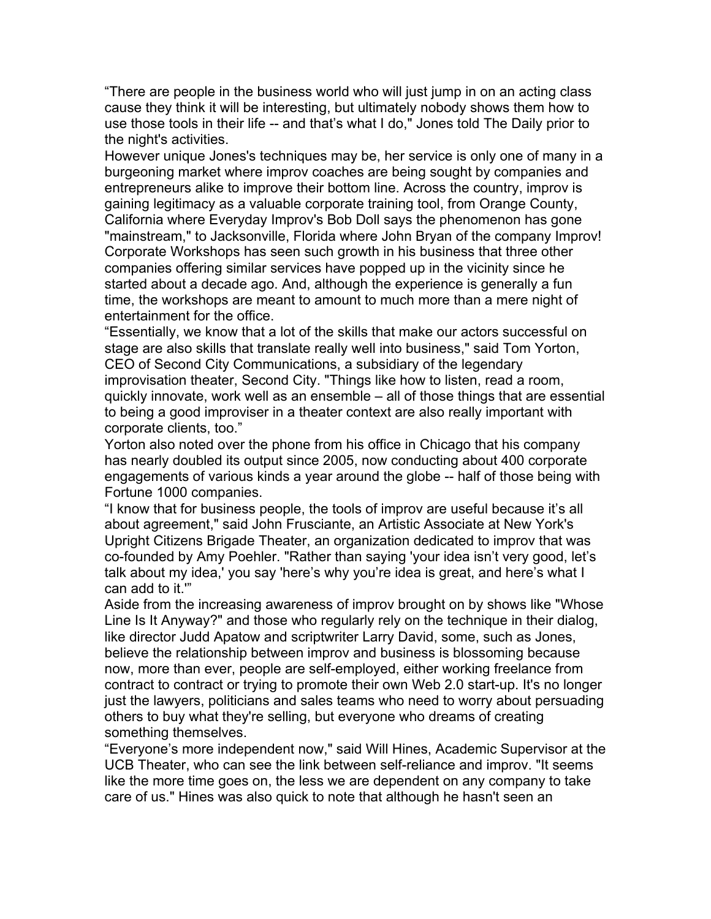“There are people in the business world who will just jump in on an acting class cause they think it will be interesting, but ultimately nobody shows them how to use those tools in their life -- and that’s what I do," Jones told The Daily prior to the night's activities.

However unique Jones's techniques may be, her service is only one of many in a burgeoning market where improv coaches are being sought by companies and entrepreneurs alike to improve their bottom line. Across the country, improv is gaining legitimacy as a valuable corporate training tool, from Orange County, California where Everyday Improv's Bob Doll says the phenomenon has gone "mainstream," to Jacksonville, Florida where John Bryan of the company Improv! Corporate Workshops has seen such growth in his business that three other companies offering similar services have popped up in the vicinity since he started about a decade ago. And, although the experience is generally a fun time, the workshops are meant to amount to much more than a mere night of entertainment for the office.

“Essentially, we know that a lot of the skills that make our actors successful on stage are also skills that translate really well into business," said Tom Yorton, CEO of Second City Communications, a subsidiary of the legendary improvisation theater, Second City. "Things like how to listen, read a room, quickly innovate, work well as an ensemble – all of those things that are essential to being a good improviser in a theater context are also really important with corporate clients, too.”

Yorton also noted over the phone from his office in Chicago that his company has nearly doubled its output since 2005, now conducting about 400 corporate engagements of various kinds a year around the globe -- half of those being with Fortune 1000 companies.

“I know that for business people, the tools of improv are useful because it’s all about agreement," said John Frusciante, an Artistic Associate at New York's Upright Citizens Brigade Theater, an organization dedicated to improv that was co-founded by Amy Poehler. "Rather than saying 'your idea isn’t very good, let’s talk about my idea,' you say 'here’s why you’re idea is great, and here’s what I can add to it.'”

Aside from the increasing awareness of improv brought on by shows like "Whose Line Is It Anyway?" and those who regularly rely on the technique in their dialog, like director Judd Apatow and scriptwriter Larry David, some, such as Jones, believe the relationship between improv and business is blossoming because now, more than ever, people are self-employed, either working freelance from contract to contract or trying to promote their own Web 2.0 start-up. It's no longer just the lawyers, politicians and sales teams who need to worry about persuading others to buy what they're selling, but everyone who dreams of creating something themselves.

“Everyone’s more independent now," said Will Hines, Academic Supervisor at the UCB Theater, who can see the link between self-reliance and improv. "It seems like the more time goes on, the less we are dependent on any company to take care of us." Hines was also quick to note that although he hasn't seen an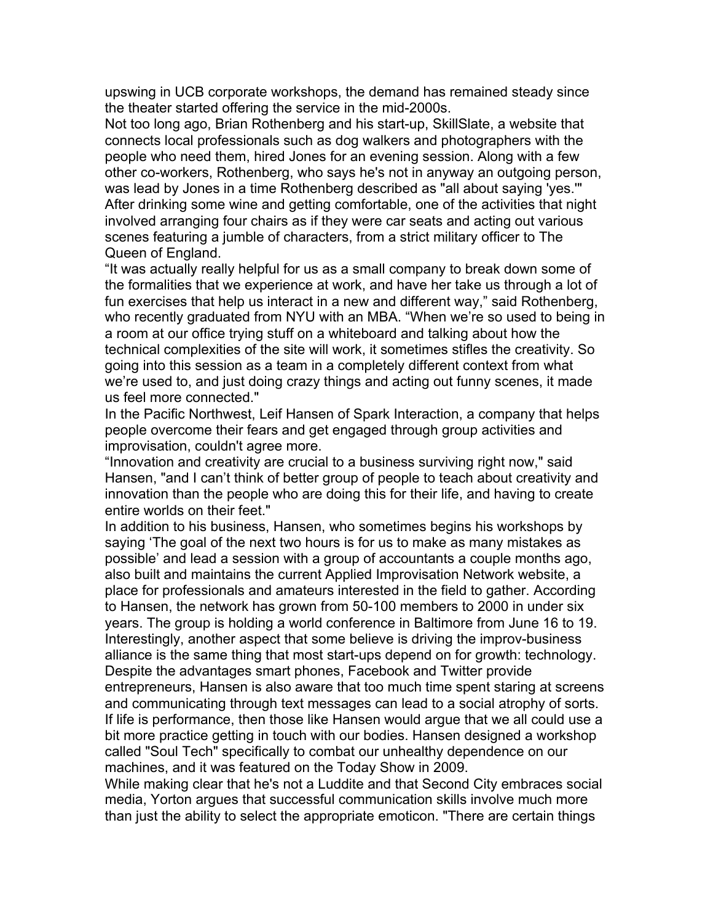upswing in UCB corporate workshops, the demand has remained steady since the theater started offering the service in the mid-2000s.

Not too long ago, Brian Rothenberg and his start-up, SkillSlate, a website that connects local professionals such as dog walkers and photographers with the people who need them, hired Jones for an evening session. Along with a few other co-workers, Rothenberg, who says he's not in anyway an outgoing person, was lead by Jones in a time Rothenberg described as "all about saying 'yes.'" After drinking some wine and getting comfortable, one of the activities that night involved arranging four chairs as if they were car seats and acting out various scenes featuring a jumble of characters, from a strict military officer to The Queen of England.

“It was actually really helpful for us as a small company to break down some of the formalities that we experience at work, and have her take us through a lot of fun exercises that help us interact in a new and different way,” said Rothenberg, who recently graduated from NYU with an MBA. “When we’re so used to being in a room at our office trying stuff on a whiteboard and talking about how the technical complexities of the site will work, it sometimes stifles the creativity. So going into this session as a team in a completely different context from what we’re used to, and just doing crazy things and acting out funny scenes, it made us feel more connected."

In the Pacific Northwest, Leif Hansen of Spark Interaction, a company that helps people overcome their fears and get engaged through group activities and improvisation, couldn't agree more.

“Innovation and creativity are crucial to a business surviving right now," said Hansen, "and I can’t think of better group of people to teach about creativity and innovation than the people who are doing this for their life, and having to create entire worlds on their feet."

In addition to his business, Hansen, who sometimes begins his workshops by saying ‘The goal of the next two hours is for us to make as many mistakes as possible’ and lead a session with a group of accountants a couple months ago, also built and maintains the current Applied Improvisation Network website, a place for professionals and amateurs interested in the field to gather. According to Hansen, the network has grown from 50-100 members to 2000 in under six years. The group is holding a world conference in Baltimore from June 16 to 19.

Interestingly, another aspect that some believe is driving the improv-business alliance is the same thing that most start-ups depend on for growth: technology. Despite the advantages smart phones, Facebook and Twitter provide entrepreneurs, Hansen is also aware that too much time spent staring at screens and communicating through text messages can lead to a social atrophy of sorts. If life is performance, then those like Hansen would argue that we all could use a bit more practice getting in touch with our bodies. Hansen designed a workshop called "Soul Tech" specifically to combat our unhealthy dependence on our machines, and it was featured on the Today Show in 2009.

While making clear that he's not a Luddite and that Second City embraces social media, Yorton argues that successful communication skills involve much more than just the ability to select the appropriate emoticon. "There are certain things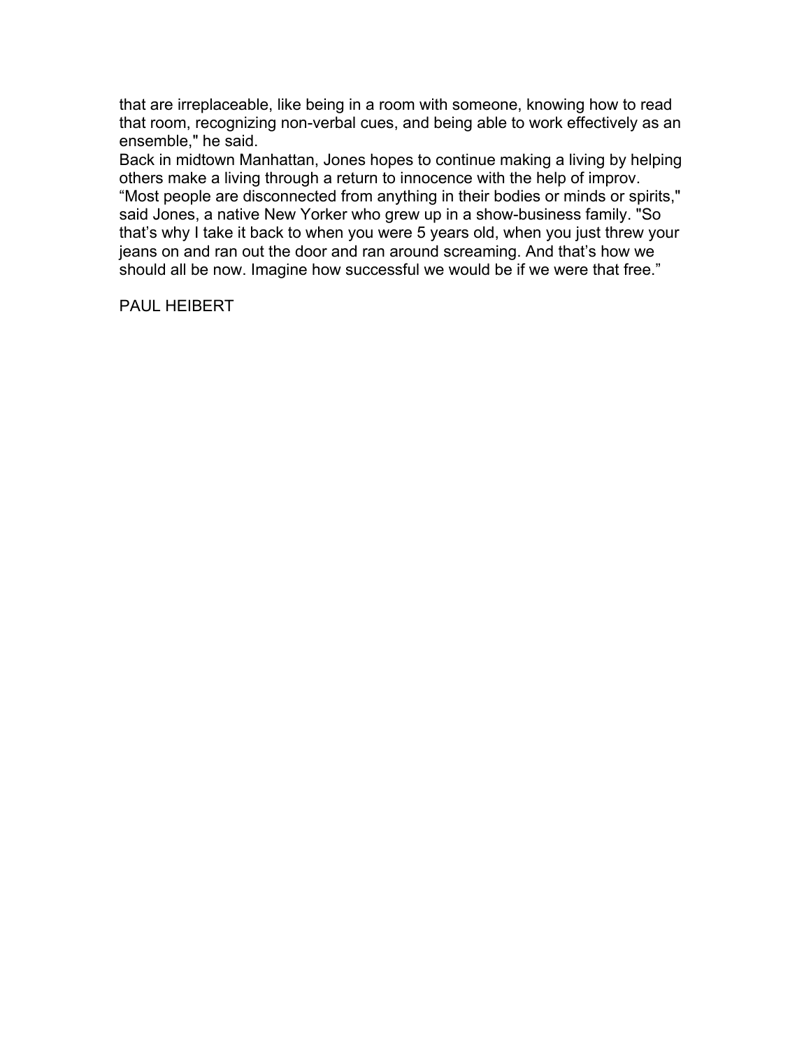that are irreplaceable, like being in a room with someone, knowing how to read that room, recognizing non-verbal cues, and being able to work effectively as an ensemble," he said.

Back in midtown Manhattan, Jones hopes to continue making a living by helping others make a living through a return to innocence with the help of improv.

“Most people are disconnected from anything in their bodies or minds or spirits," said Jones, a native New Yorker who grew up in a show-business family. "So that’s why I take it back to when you were 5 years old, when you just threw your jeans on and ran out the door and ran around screaming. And that’s how we should all be now. Imagine how successful we would be if we were that free.”

PAUL HEIBERT